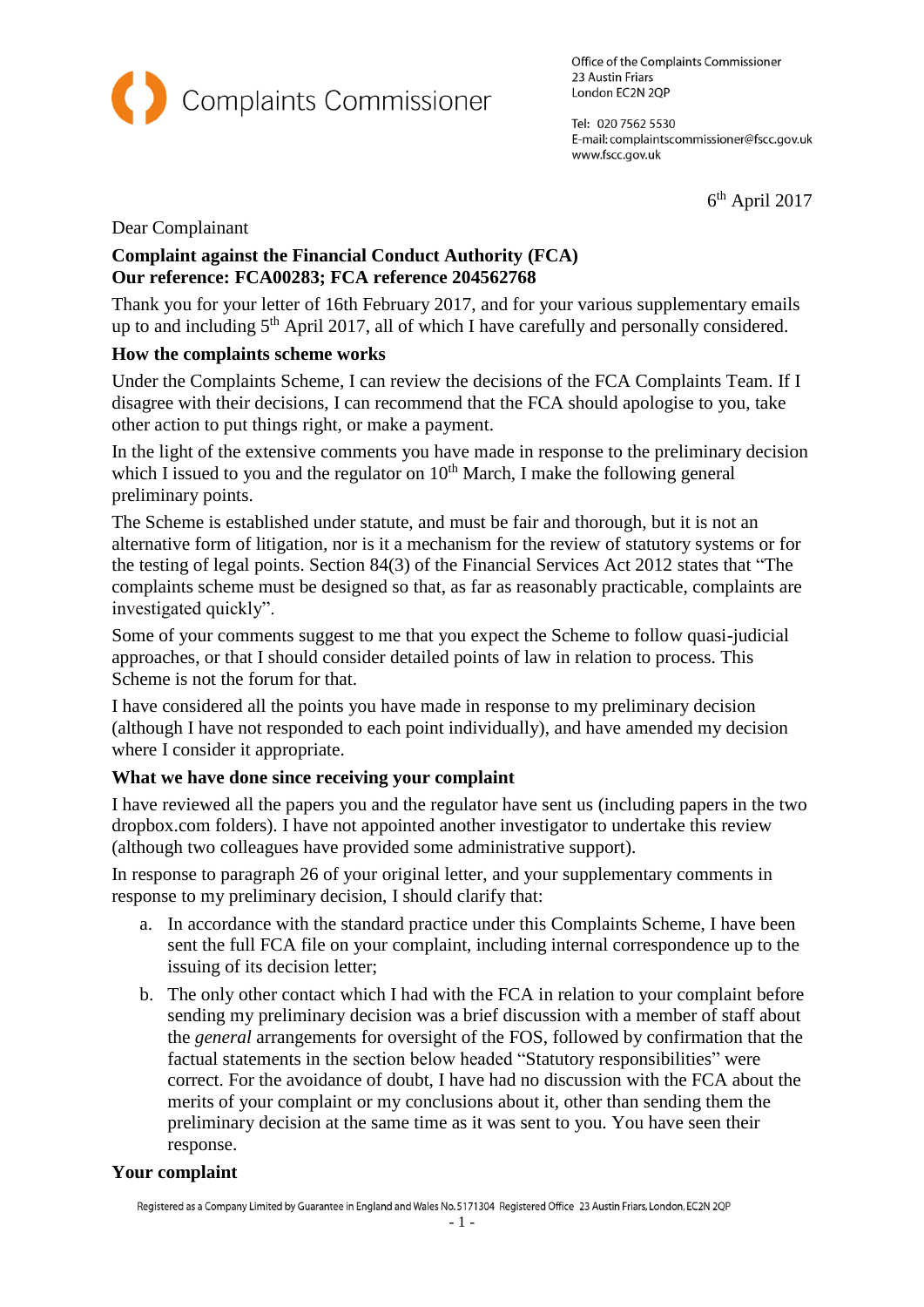Complaints Commissioner

Office of the Complaints Commissioner
23 Austin Friars
London EC2N 2QP

Tel: 020 7562 5530
E-mail: complaintscommissioner@fscc.gov.uk
www.fscc.gov.uk

6th April 2017

Dear Complainant

**Complaint against the Financial Conduct Authority (FCA)**
**Our reference: FCA00283; FCA reference 204562768**

Thank you for your letter of 16th February 2017, and for your various supplementary emails up to and including 5th April 2017, all of which I have carefully and personally considered.

**How the complaints scheme works**

Under the Complaints Scheme, I can review the decisions of the FCA Complaints Team. If I disagree with their decisions, I can recommend that the FCA should apologise to you, take other action to put things right, or make a payment.

In the light of the extensive comments you have made in response to the preliminary decision which I issued to you and the regulator on 10th March, I make the following general preliminary points.

The Scheme is established under statute, and must be fair and thorough, but it is not an alternative form of litigation, nor is it a mechanism for the review of statutory systems or for the testing of legal points. Section 84(3) of the Financial Services Act 2012 states that "The complaints scheme must be designed so that, as far as reasonably practicable, complaints are investigated quickly".

Some of your comments suggest to me that you expect the Scheme to follow quasi-judicial approaches, or that I should consider detailed points of law in relation to process. This Scheme is not the forum for that.

I have considered all the points you have made in response to my preliminary decision (although I have not responded to each point individually), and have amended my decision where I consider it appropriate.

**What we have done since receiving your complaint**

I have reviewed all the papers you and the regulator have sent us (including papers in the two dropbox.com folders). I have not appointed another investigator to undertake this review (although two colleagues have provided some administrative support).

In response to paragraph 26 of your original letter, and your supplementary comments in response to my preliminary decision, I should clarify that:

a. In accordance with the standard practice under this Complaints Scheme, I have been sent the full FCA file on your complaint, including internal correspondence up to the issuing of its decision letter;

b. The only other contact which I had with the FCA in relation to your complaint before sending my preliminary decision was a brief discussion with a member of staff about the *general* arrangements for oversight of the FOS, followed by confirmation that the factual statements in the section below headed "Statutory responsibilities" were correct. For the avoidance of doubt, I have had no discussion with the FCA about the merits of your complaint or my conclusions about it, other than sending them the preliminary decision at the same time as it was sent to you. You have seen their response.

**Your complaint**

Registered as a Company Limited by Guarantee in England and Wales No.5171304 Registered Office 23 Austin Friars, London, EC2N 2QP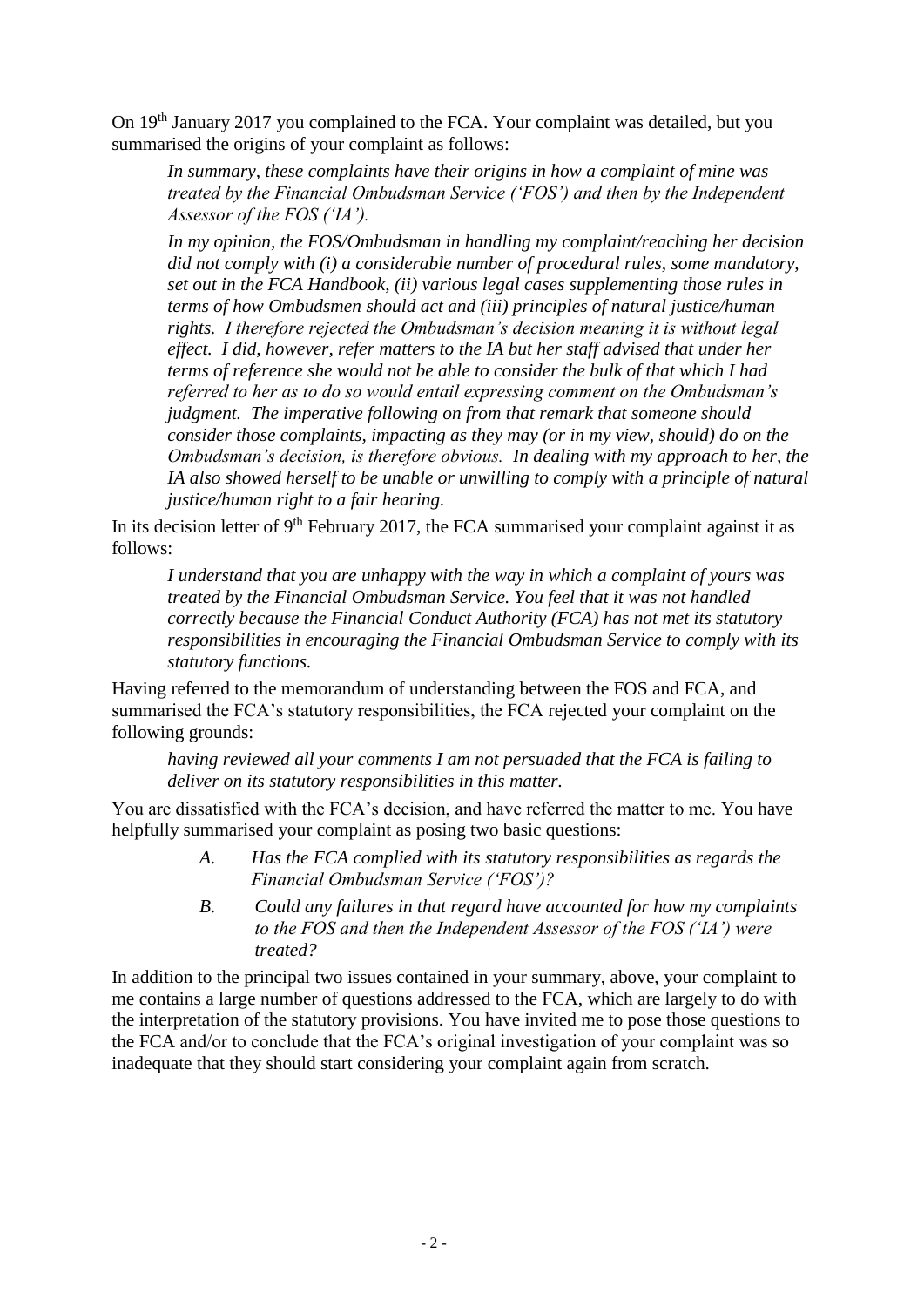On 19th January 2017 you complained to the FCA. Your complaint was detailed, but you summarised the origins of your complaint as follows:

> *In summary, these complaints have their origins in how a complaint of mine was treated by the Financial Ombudsman Service ('FOS') and then by the Independent Assessor of the FOS ('IA').*
>
> *In my opinion, the FOS/Ombudsman in handling my complaint/reaching her decision did not comply with (i) a considerable number of procedural rules, some mandatory, set out in the FCA Handbook, (ii) various legal cases supplementing those rules in terms of how Ombudsmen should act and (iii) principles of natural justice/human rights. I therefore rejected the Ombudsman's decision meaning it is without legal effect. I did, however, refer matters to the IA but her staff advised that under her terms of reference she would not be able to consider the bulk of that which I had referred to her as to do so would entail expressing comment on the Ombudsman's judgment. The imperative following on from that remark that someone should consider those complaints, impacting as they may (or in my view, should) do on the Ombudsman's decision, is therefore obvious. In dealing with my approach to her, the IA also showed herself to be unable or unwilling to comply with a principle of natural justice/human right to a fair hearing.*

In its decision letter of 9th February 2017, the FCA summarised your complaint against it as follows:

> *I understand that you are unhappy with the way in which a complaint of yours was treated by the Financial Ombudsman Service. You feel that it was not handled correctly because the Financial Conduct Authority (FCA) has not met its statutory responsibilities in encouraging the Financial Ombudsman Service to comply with its statutory functions.*

Having referred to the memorandum of understanding between the FOS and FCA, and summarised the FCA's statutory responsibilities, the FCA rejected your complaint on the following grounds:

> *having reviewed all your comments I am not persuaded that the FCA is failing to deliver on its statutory responsibilities in this matter.*

You are dissatisfied with the FCA's decision, and have referred the matter to me. You have helpfully summarised your complaint as posing two basic questions:

> *A. Has the FCA complied with its statutory responsibilities as regards the Financial Ombudsman Service ('FOS')?*
>
> *B. Could any failures in that regard have accounted for how my complaints to the FOS and then the Independent Assessor of the FOS ('IA') were treated?*

In addition to the principal two issues contained in your summary, above, your complaint to me contains a large number of questions addressed to the FCA, which are largely to do with the interpretation of the statutory provisions. You have invited me to pose those questions to the FCA and/or to conclude that the FCA's original investigation of your complaint was so inadequate that they should start considering your complaint again from scratch.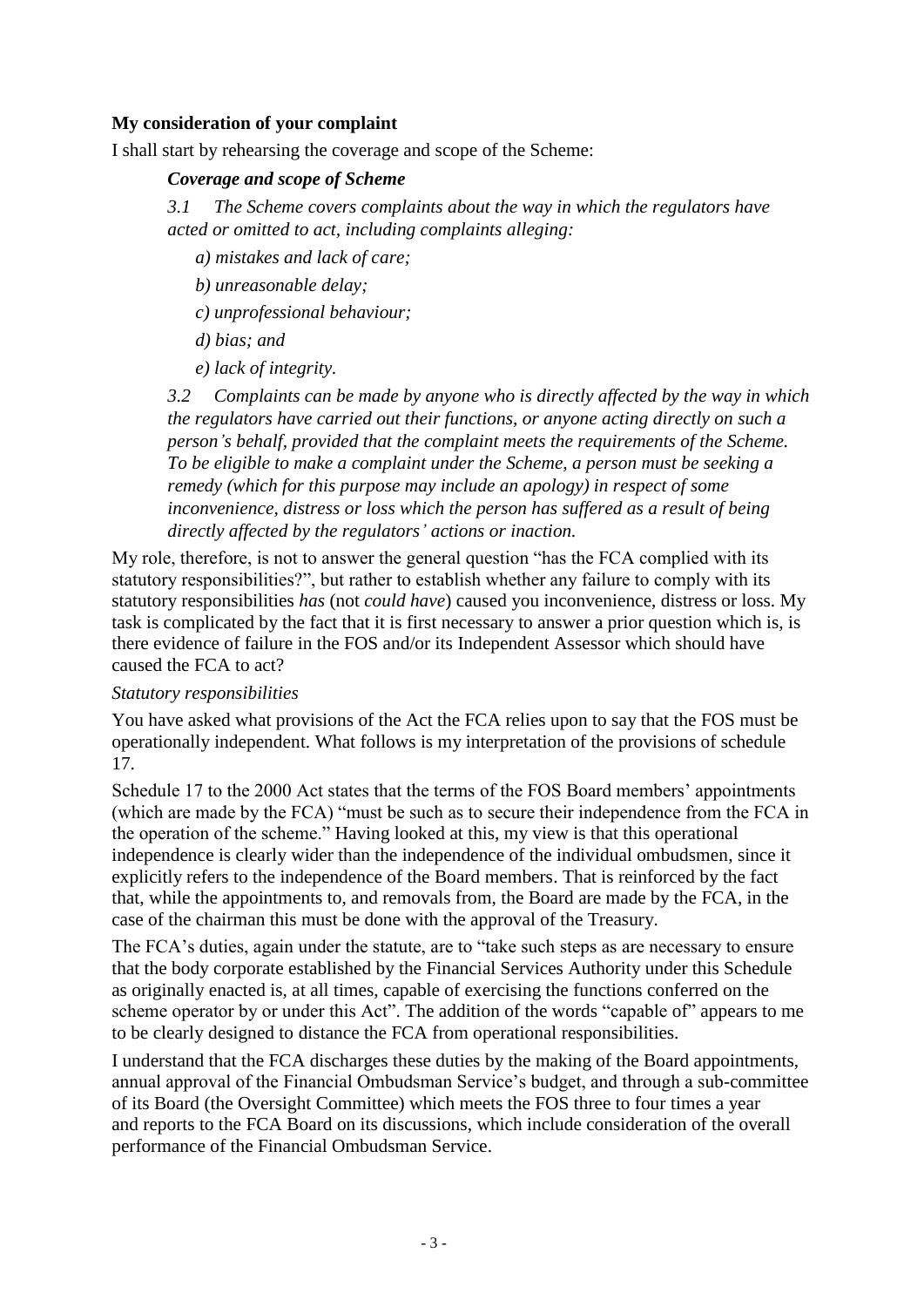**My consideration of your complaint**

I shall start by rehearsing the coverage and scope of the Scheme:

> ***Coverage and scope of Scheme***
>
> *3.1 The Scheme covers complaints about the way in which the regulators have acted or omitted to act, including complaints alleging:*
>
> *a) mistakes and lack of care;*
>
> *b) unreasonable delay;*
>
> *c) unprofessional behaviour;*
>
> *d) bias; and*
>
> *e) lack of integrity.*
>
> *3.2 Complaints can be made by anyone who is directly affected by the way in which the regulators have carried out their functions, or anyone acting directly on such a person's behalf, provided that the complaint meets the requirements of the Scheme. To be eligible to make a complaint under the Scheme, a person must be seeking a remedy (which for this purpose may include an apology) in respect of some inconvenience, distress or loss which the person has suffered as a result of being directly affected by the regulators' actions or inaction.*

My role, therefore, is not to answer the general question "has the FCA complied with its statutory responsibilities?", but rather to establish whether any failure to comply with its statutory responsibilities *has* (not *could have*) caused you inconvenience, distress or loss. My task is complicated by the fact that it is first necessary to answer a prior question which is, is there evidence of failure in the FOS and/or its Independent Assessor which should have caused the FCA to act?

*Statutory responsibilities*

You have asked what provisions of the Act the FCA relies upon to say that the FOS must be operationally independent. What follows is my interpretation of the provisions of schedule 17.

Schedule 17 to the 2000 Act states that the terms of the FOS Board members' appointments (which are made by the FCA) "must be such as to secure their independence from the FCA in the operation of the scheme." Having looked at this, my view is that this operational independence is clearly wider than the independence of the individual ombudsmen, since it explicitly refers to the independence of the Board members. That is reinforced by the fact that, while the appointments to, and removals from, the Board are made by the FCA, in the case of the chairman this must be done with the approval of the Treasury.

The FCA's duties, again under the statute, are to "take such steps as are necessary to ensure that the body corporate established by the Financial Services Authority under this Schedule as originally enacted is, at all times, capable of exercising the functions conferred on the scheme operator by or under this Act". The addition of the words "capable of" appears to me to be clearly designed to distance the FCA from operational responsibilities.

I understand that the FCA discharges these duties by the making of the Board appointments, annual approval of the Financial Ombudsman Service's budget, and through a sub-committee of its Board (the Oversight Committee) which meets the FOS three to four times a year and reports to the FCA Board on its discussions, which include consideration of the overall performance of the Financial Ombudsman Service.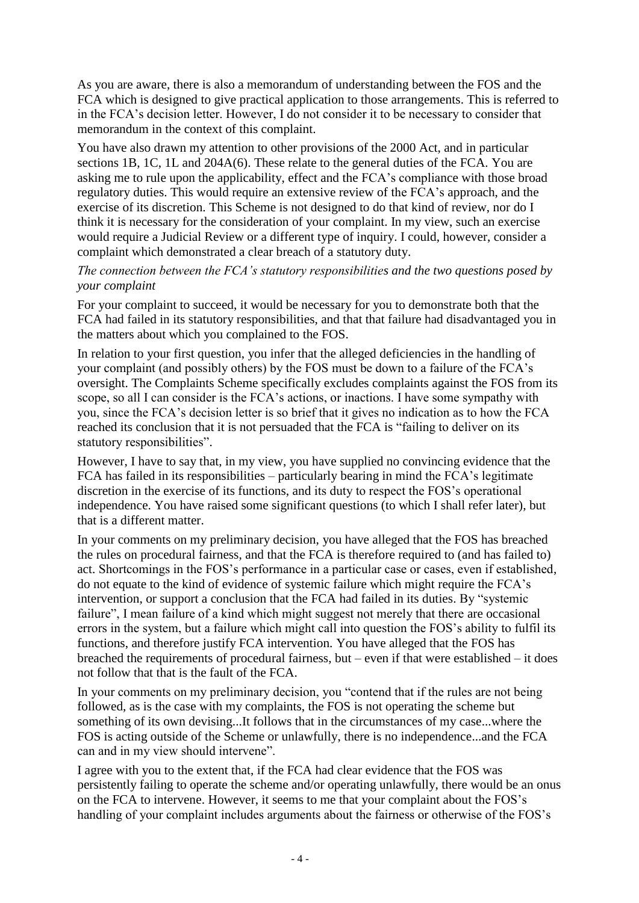As you are aware, there is also a memorandum of understanding between the FOS and the FCA which is designed to give practical application to those arrangements. This is referred to in the FCA's decision letter. However, I do not consider it to be necessary to consider that memorandum in the context of this complaint.

You have also drawn my attention to other provisions of the 2000 Act, and in particular sections 1B, 1C, 1L and 204A(6). These relate to the general duties of the FCA. You are asking me to rule upon the applicability, effect and the FCA's compliance with those broad regulatory duties. This would require an extensive review of the FCA's approach, and the exercise of its discretion. This Scheme is not designed to do that kind of review, nor do I think it is necessary for the consideration of your complaint. In my view, such an exercise would require a Judicial Review or a different type of inquiry. I could, however, consider a complaint which demonstrated a clear breach of a statutory duty.

*The connection between the FCA's statutory responsibilities and the two questions posed by your complaint*

For your complaint to succeed, it would be necessary for you to demonstrate both that the FCA had failed in its statutory responsibilities, and that that failure had disadvantaged you in the matters about which you complained to the FOS.

In relation to your first question, you infer that the alleged deficiencies in the handling of your complaint (and possibly others) by the FOS must be down to a failure of the FCA's oversight. The Complaints Scheme specifically excludes complaints against the FOS from its scope, so all I can consider is the FCA's actions, or inactions. I have some sympathy with you, since the FCA's decision letter is so brief that it gives no indication as to how the FCA reached its conclusion that it is not persuaded that the FCA is "failing to deliver on its statutory responsibilities".

However, I have to say that, in my view, you have supplied no convincing evidence that the FCA has failed in its responsibilities – particularly bearing in mind the FCA's legitimate discretion in the exercise of its functions, and its duty to respect the FOS's operational independence. You have raised some significant questions (to which I shall refer later), but that is a different matter.

In your comments on my preliminary decision, you have alleged that the FOS has breached the rules on procedural fairness, and that the FCA is therefore required to (and has failed to) act. Shortcomings in the FOS's performance in a particular case or cases, even if established, do not equate to the kind of evidence of systemic failure which might require the FCA's intervention, or support a conclusion that the FCA had failed in its duties. By "systemic failure", I mean failure of a kind which might suggest not merely that there are occasional errors in the system, but a failure which might call into question the FOS's ability to fulfil its functions, and therefore justify FCA intervention. You have alleged that the FOS has breached the requirements of procedural fairness, but – even if that were established – it does not follow that that is the fault of the FCA.

In your comments on my preliminary decision, you "contend that if the rules are not being followed, as is the case with my complaints, the FOS is not operating the scheme but something of its own devising...It follows that in the circumstances of my case...where the FOS is acting outside of the Scheme or unlawfully, there is no independence...and the FCA can and in my view should intervene".

I agree with you to the extent that, if the FCA had clear evidence that the FOS was persistently failing to operate the scheme and/or operating unlawfully, there would be an onus on the FCA to intervene. However, it seems to me that your complaint about the FOS's handling of your complaint includes arguments about the fairness or otherwise of the FOS's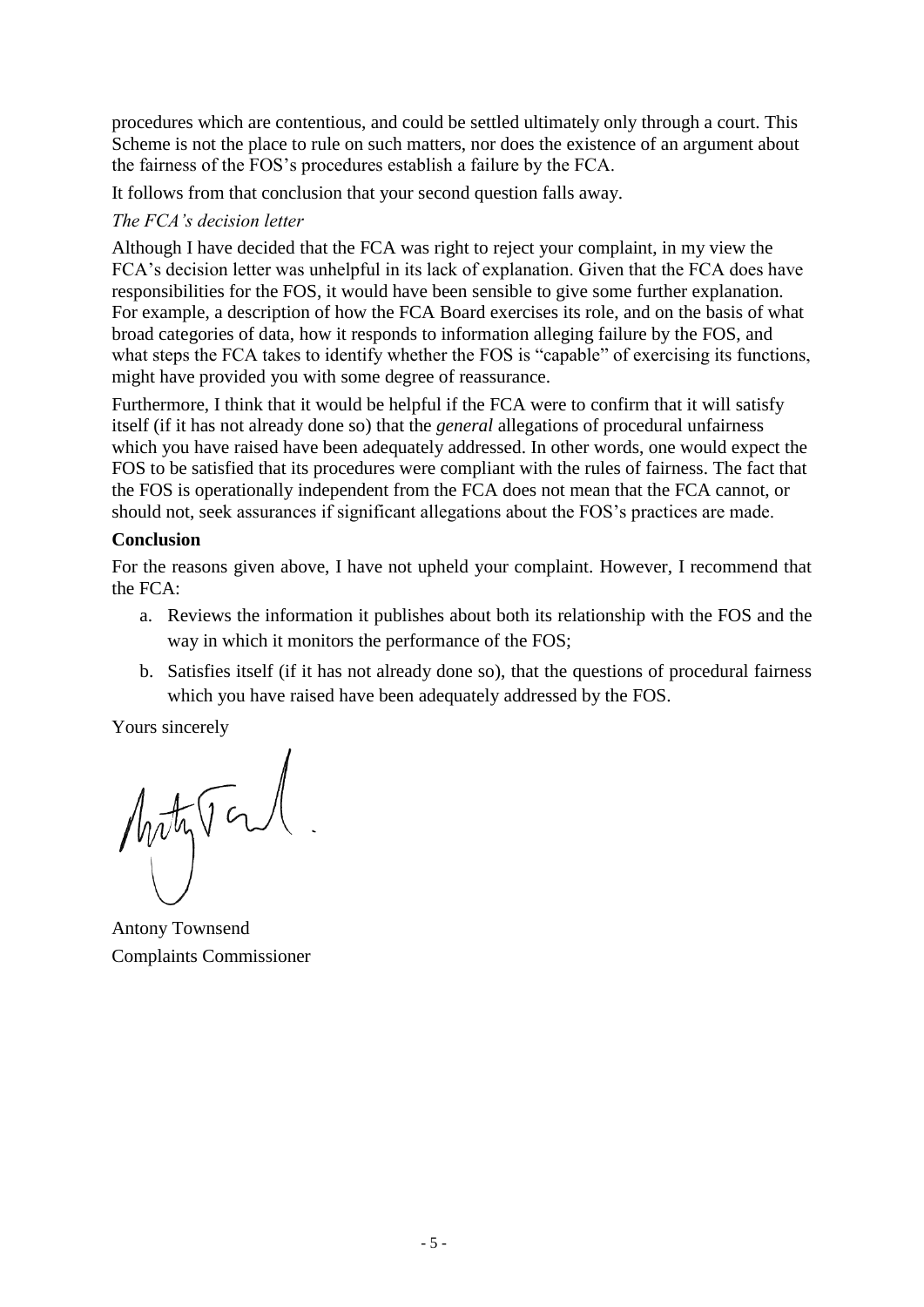procedures which are contentious, and could be settled ultimately only through a court. This Scheme is not the place to rule on such matters, nor does the existence of an argument about the fairness of the FOS's procedures establish a failure by the FCA.

It follows from that conclusion that your second question falls away.

*The FCA's decision letter*

Although I have decided that the FCA was right to reject your complaint, in my view the FCA's decision letter was unhelpful in its lack of explanation. Given that the FCA does have responsibilities for the FOS, it would have been sensible to give some further explanation. For example, a description of how the FCA Board exercises its role, and on the basis of what broad categories of data, how it responds to information alleging failure by the FOS, and what steps the FCA takes to identify whether the FOS is "capable" of exercising its functions, might have provided you with some degree of reassurance.

Furthermore, I think that it would be helpful if the FCA were to confirm that it will satisfy itself (if it has not already done so) that the *general* allegations of procedural unfairness which you have raised have been adequately addressed. In other words, one would expect the FOS to be satisfied that its procedures were compliant with the rules of fairness. The fact that the FOS is operationally independent from the FCA does not mean that the FCA cannot, or should not, seek assurances if significant allegations about the FOS's practices are made.

**Conclusion**

For the reasons given above, I have not upheld your complaint. However, I recommend that the FCA:

a. Reviews the information it publishes about both its relationship with the FOS and the way in which it monitors the performance of the FOS;

b. Satisfies itself (if it has not already done so), that the questions of procedural fairness which you have raised have been adequately addressed by the FOS.

Yours sincerely

Antony Townsend
Complaints Commissioner